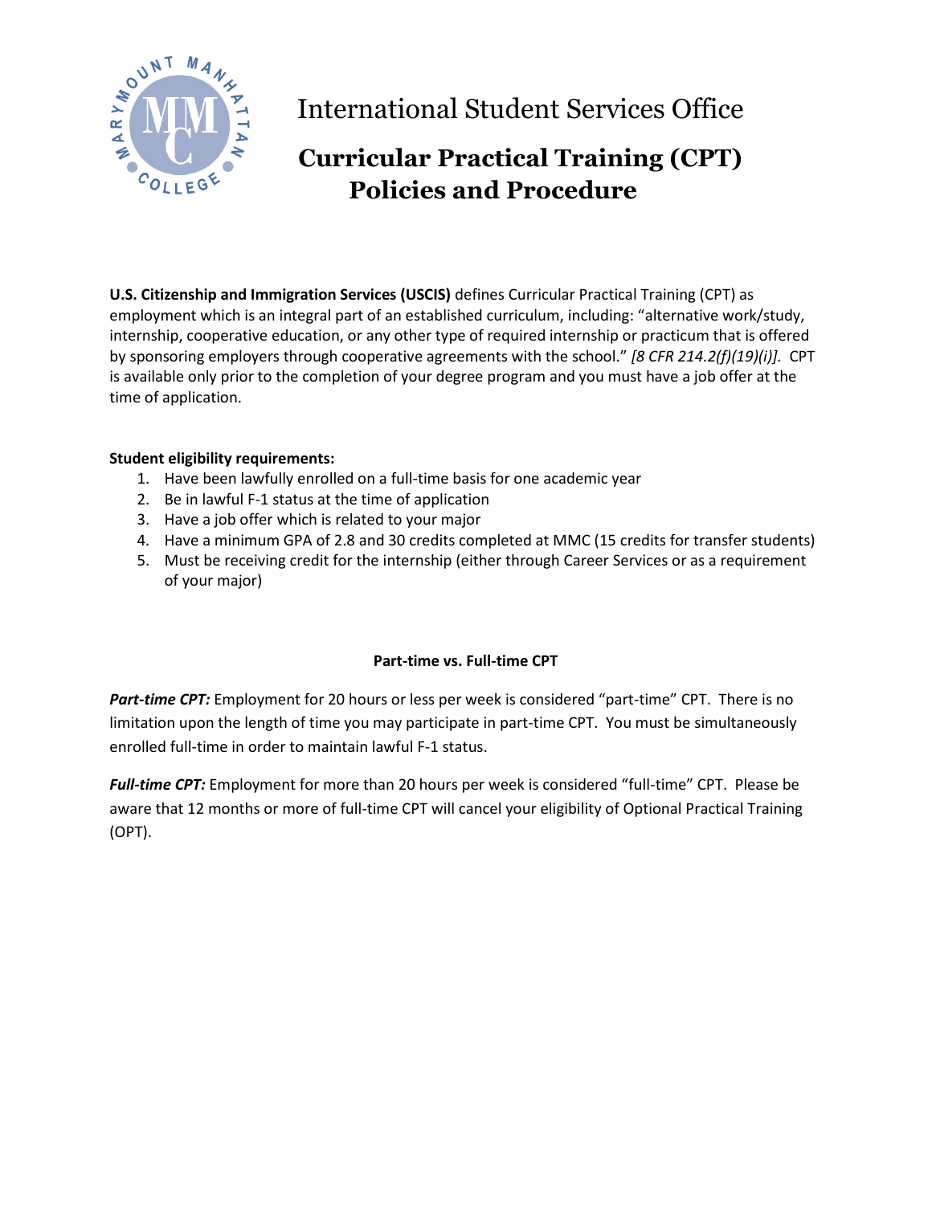# International Student Services Office

## Curricular Practical Training (CPT) Policies and Procedure

**U.S. Citizenship and Immigration Services (USCIS)** defines Curricular Practical Training (CPT) as employment which is an integral part of an established curriculum, including: "alternative work/study, internship, cooperative education, or any other type of required internship or practicum that is offered by sponsoring employers through cooperative agreements with the school." *[8 CFR 214.2(f)(19)(i)].* CPT is available only prior to the completion of your degree program and you must have a job offer at the time of application.

**Student eligibility requirements:**

1. Have been lawfully enrolled on a full-time basis for one academic year
2. Be in lawful F-1 status at the time of application
3. Have a job offer which is related to your major
4. Have a minimum GPA of 2.8 and 30 credits completed at MMC (15 credits for transfer students)
5. Must be receiving credit for the internship (either through Career Services or as a requirement of your major)

**Part-time vs. Full-time CPT**

***Part-time CPT:*** Employment for 20 hours or less per week is considered "part-time" CPT. There is no limitation upon the length of time you may participate in part-time CPT. You must be simultaneously enrolled full-time in order to maintain lawful F-1 status.

***Full-time CPT:*** Employment for more than 20 hours per week is considered "full-time" CPT. Please be aware that 12 months or more of full-time CPT will cancel your eligibility of Optional Practical Training (OPT).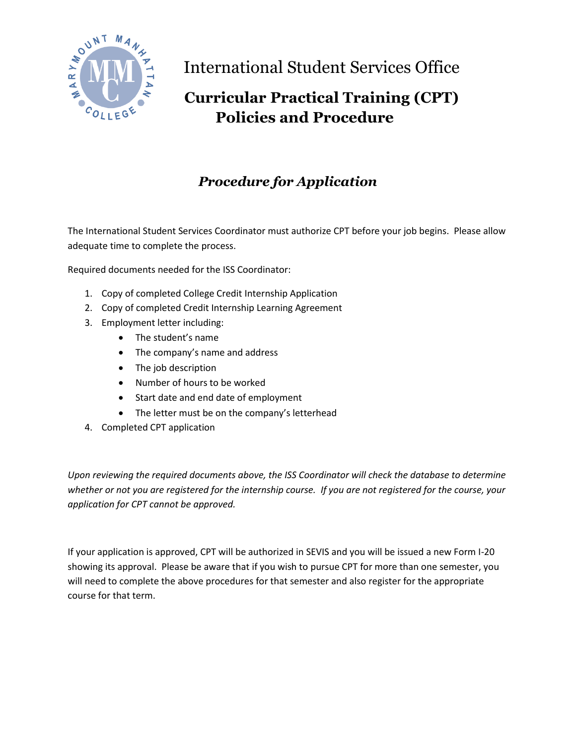# International Student Services Office

## Curricular Practical Training (CPT) Policies and Procedure

### *Procedure for Application*

The International Student Services Coordinator must authorize CPT before your job begins. Please allow adequate time to complete the process.

Required documents needed for the ISS Coordinator:

1. Copy of completed College Credit Internship Application
2. Copy of completed Credit Internship Learning Agreement
3. Employment letter including:
   - The student's name
   - The company's name and address
   - The job description
   - Number of hours to be worked
   - Start date and end date of employment
   - The letter must be on the company's letterhead
4. Completed CPT application

*Upon reviewing the required documents above, the ISS Coordinator will check the database to determine whether or not you are registered for the internship course. If you are not registered for the course, your application for CPT cannot be approved.*

If your application is approved, CPT will be authorized in SEVIS and you will be issued a new Form I-20 showing its approval. Please be aware that if you wish to pursue CPT for more than one semester, you will need to complete the above procedures for that semester and also register for the appropriate course for that term.